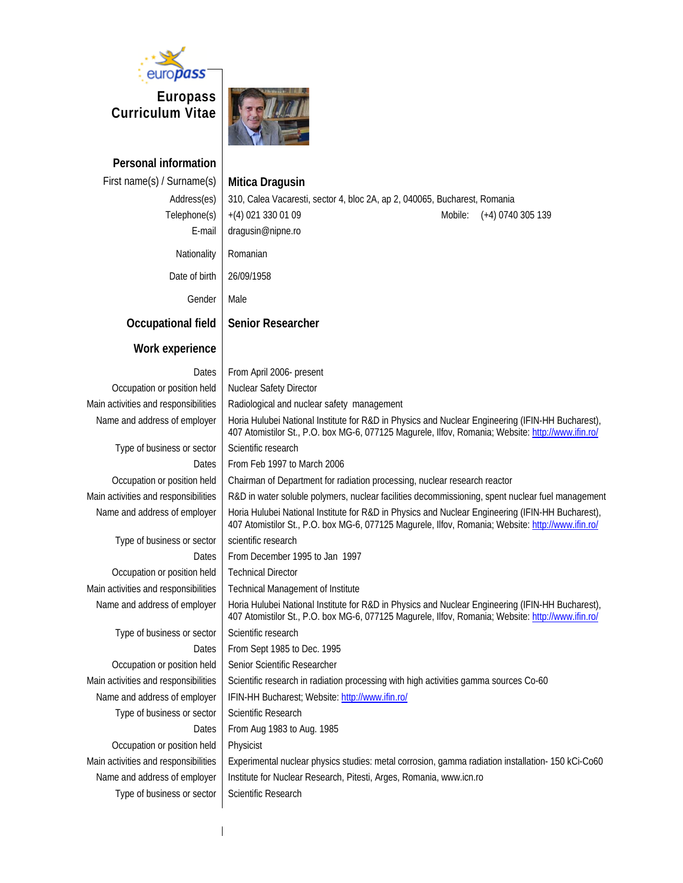# Europass Curriculum Vitae

## Personal information

| | |
|---|---|
| First name(s) / Surname(s) | **Mitica Dragusin** |
| Address(es) | 310, Calea Vacaresti, sector 4, bloc 2A, ap 2, 040065, Bucharest, Romania |
| Telephone(s) | +(4) 021 330 01 09 Mobile: (+4) 0740 305 139 |
| E-mail | dragusin@nipne.ro |
| Nationality | Romanian |
| Date of birth | 26/09/1958 |
| Gender | Male |

## Occupational field

**Senior Researcher**

## Work experience

| | |
|---|---|
| Dates | From April 2006- present |
| Occupation or position held | Nuclear Safety Director |
| Main activities and responsibilities | Radiological and nuclear safety management |
| Name and address of employer | Horia Hulubei National Institute for R&D in Physics and Nuclear Engineering (IFIN-HH Bucharest), 407 Atomistilor St., P.O. box MG-6, 077125 Magurele, Ilfov, Romania; Website: http://www.ifin.ro/ |
| Type of business or sector | Scientific research |
| Dates | From Feb 1997 to March 2006 |
| Occupation or position held | Chairman of Department for radiation processing, nuclear research reactor |
| Main activities and responsibilities | R&D in water soluble polymers, nuclear facilities decommissioning, spent nuclear fuel management |
| Name and address of employer | Horia Hulubei National Institute for R&D in Physics and Nuclear Engineering (IFIN-HH Bucharest), 407 Atomistilor St., P.O. box MG-6, 077125 Magurele, Ilfov, Romania; Website: http://www.ifin.ro/ |
| Type of business or sector | scientific research |
| Dates | From December 1995 to Jan 1997 |
| Occupation or position held | Technical Director |
| Main activities and responsibilities | Technical Management of Institute |
| Name and address of employer | Horia Hulubei National Institute for R&D in Physics and Nuclear Engineering (IFIN-HH Bucharest), 407 Atomistilor St., P.O. box MG-6, 077125 Magurele, Ilfov, Romania; Website: http://www.ifin.ro/ |
| Type of business or sector | Scientific research |
| Dates | From Sept 1985 to Dec. 1995 |
| Occupation or position held | Senior Scientific Researcher |
| Main activities and responsibilities | Scientific research in radiation processing with high activities gamma sources Co-60 |
| Name and address of employer | IFIN-HH Bucharest; Website: http://www.ifin.ro/ |
| Type of business or sector | Scientific Research |
| Dates | From Aug 1983 to Aug. 1985 |
| Occupation or position held | Physicist |
| Main activities and responsibilities | Experimental nuclear physics studies: metal corrosion, gamma radiation installation- 150 kCi-Co60 |
| Name and address of employer | Institute for Nuclear Research, Pitesti, Arges, Romania, www.icn.ro |
| Type of business or sector | Scientific Research |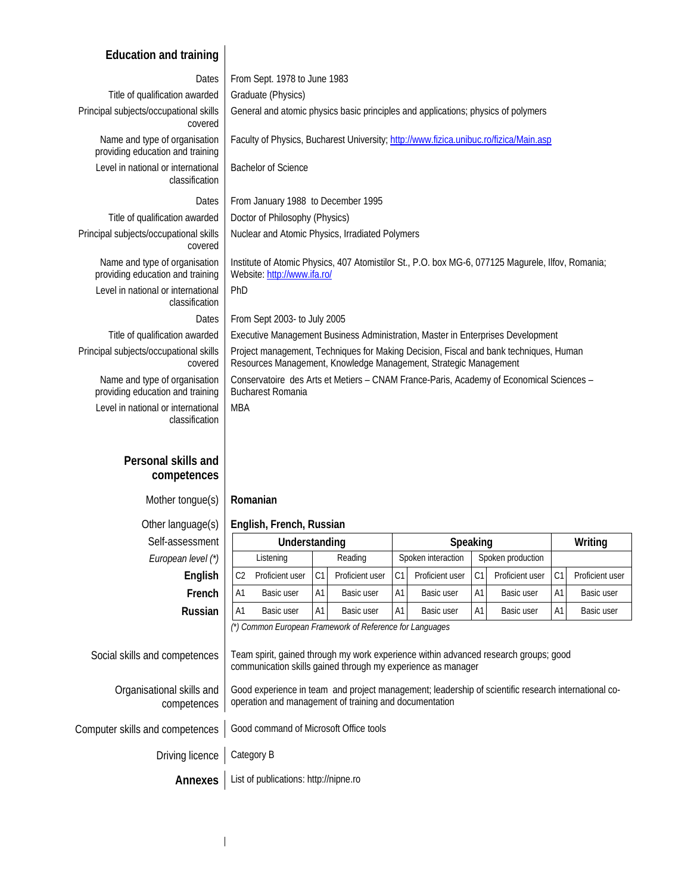## Education and training

| | |
|---|---|
| Dates | From Sept. 1978 to June 1983 |
| Title of qualification awarded | Graduate (Physics) |
| Principal subjects/occupational skills covered | General and atomic physics basic principles and applications; physics of polymers |
| Name and type of organisation providing education and training | Faculty of Physics, Bucharest University; http://www.fizica.unibuc.ro/fizica/Main.asp |
| Level in national or international classification | Bachelor of Science |
| Dates | From January 1988 to December 1995 |
| Title of qualification awarded | Doctor of Philosophy (Physics) |
| Principal subjects/occupational skills covered | Nuclear and Atomic Physics, Irradiated Polymers |
| Name and type of organisation providing education and training | Institute of Atomic Physics, 407 Atomistilor St., P.O. box MG-6, 077125 Magurele, Ilfov, Romania; Website: http://www.ifa.ro/ |
| Level in national or international classification | PhD |
| Dates | From Sept 2003- to July 2005 |
| Title of qualification awarded | Executive Management Business Administration, Master in Enterprises Development |
| Principal subjects/occupational skills covered | Project management, Techniques for Making Decision, Fiscal and bank techniques, Human Resources Management, Knowledge Management, Strategic Management |
| Name and type of organisation providing education and training | Conservatoire des Arts et Metiers – CNAM France-Paris, Academy of Economical Sciences – Bucharest Romania |
| Level in national or international classification | MBA |

## Personal skills and competences

Mother tongue(s): **Romanian**

Other language(s): **English, French, Russian**

| Self-assessment | Understanding | | | | Speaking | | | | Writing | |
|---|---|---|---|---|---|---|---|---|---|---|
| *European level (\*)* | Listening | | Reading | | Spoken interaction | | Spoken production | | | |
| **English** | C2 | Proficient user | C1 | Proficient user | C1 | Proficient user | C1 | Proficient user | C1 | Proficient user |
| **French** | A1 | Basic user | A1 | Basic user | A1 | Basic user | A1 | Basic user | A1 | Basic user |
| **Russian** | A1 | Basic user | A1 | Basic user | A1 | Basic user | A1 | Basic user | A1 | Basic user |

*(\*) Common European Framework of Reference for Languages*

| | |
|---|---|
| Social skills and competences | Team spirit, gained through my work experience within advanced research groups; good communication skills gained through my experience as manager |
| Organisational skills and competences | Good experience in team and project management; leadership of scientific research international co-operation and management of training and documentation |
| Computer skills and competences | Good command of Microsoft Office tools |
| Driving licence | Category B |
| **Annexes** | List of publications: http://nipne.ro |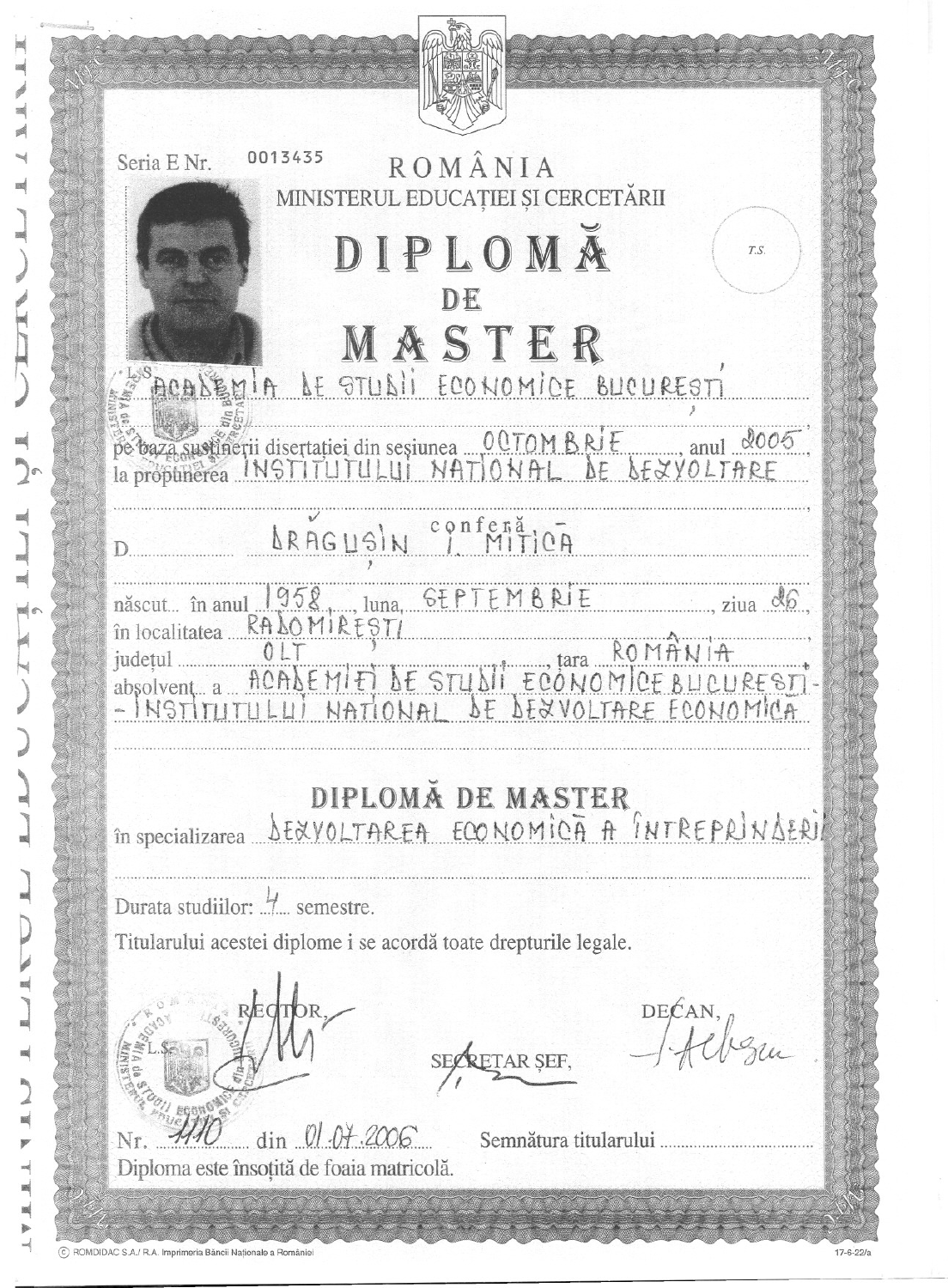Seria E Nr. 0013435

ROMÂNIA

MINISTERUL EDUCAȚIEI ȘI CERCETĂRII

# DIPLOMĂ
# DE
# MASTER

T.S.

L.S. ACADEMIA DE STUDII ECONOMICE BUCUREȘTI

pe baza susținerii disertației din sesiunea OCTOMBRIE, anul 2005,
la propunerea INSTITUTULUI NAȚIONAL DE DEZVOLTARE

conferă

D. DRĂGUȘIN I. MITICĂ

născut în anul 1958, luna SEPTEMBRIE, ziua 26,
în localitatea RADOMIREȘTI
județul OLT, țara ROMÂNIA
absolvent a ACADEMIEI DE STUDII ECONOMICE BUCUREȘTI - INSTITUTULUI NAȚIONAL DE DEZVOLTARE ECONOMICĂ

## DIPLOMĂ DE MASTER

în specializarea DEZVOLTAREA ECONOMICĂ A ÎNTREPRINDERII

Durata studiilor: 4 semestre.

Titularului acestei diplome i se acordă toate drepturile legale.

RECTOR,

SECRETAR ȘEF,

DECAN,

L.S.

Nr. 1110 din 01.07.2006

Semnătura titularului ..........

Diploma este însoțită de foaia matricolă.

© ROMDIDAC S.A./ R.A. Imprimeria Băncii Naționale a României

17-6-22/a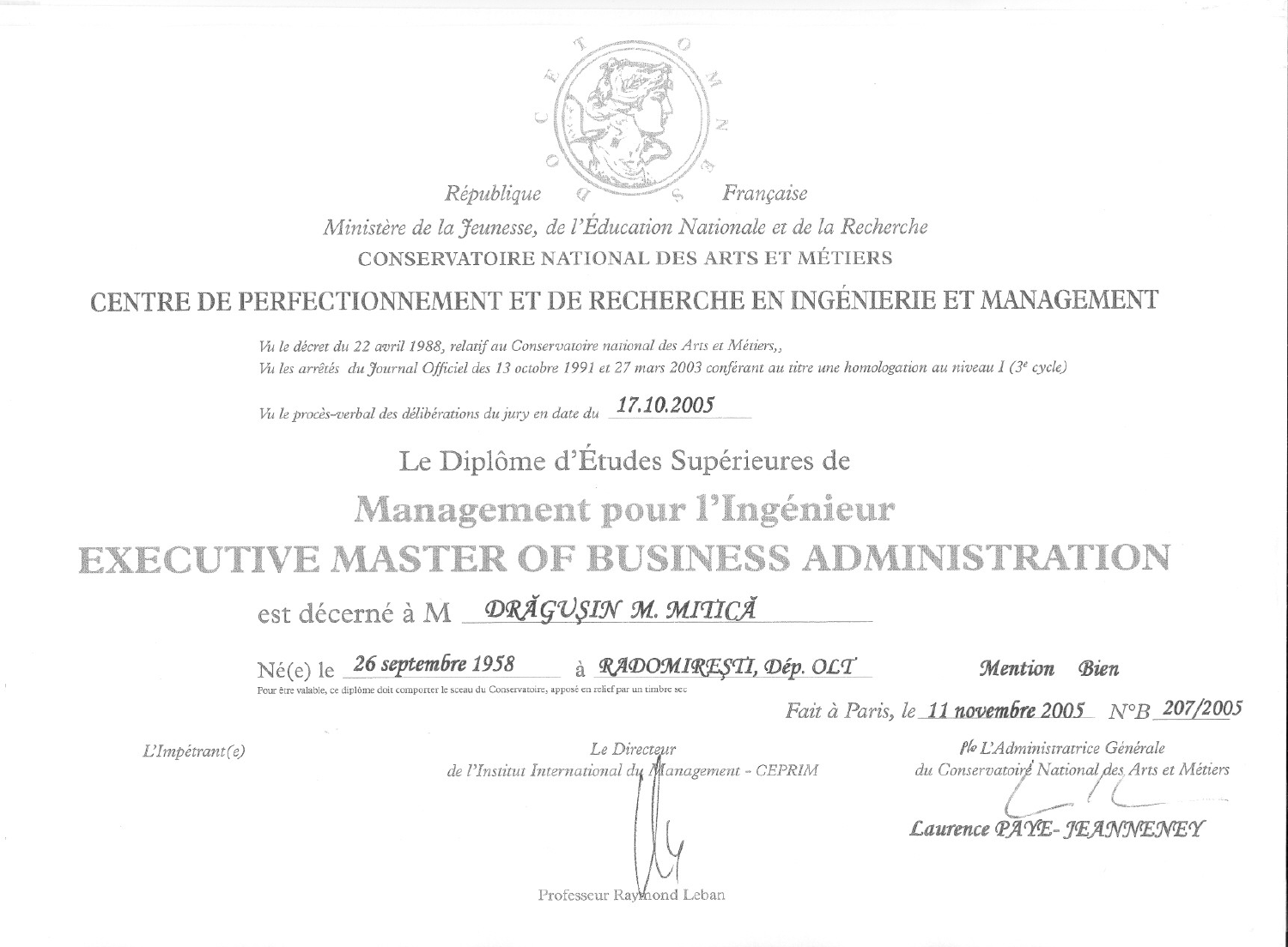DOCET OMNES

République Française

*Ministère de la Jeunesse, de l'Éducation Nationale et de la Recherche*

CONSERVATOIRE NATIONAL DES ARTS ET MÉTIERS

## CENTRE DE PERFECTIONNEMENT ET DE RECHERCHE EN INGÉNIERIE ET MANAGEMENT

*Vu le décret du 22 avril 1988, relatif au Conservatoire national des Arts et Métiers,,*

*Vu les arrêtés du Journal Officiel des 13 octobre 1991 et 27 mars 2003 conférant au titre une homologation au niveau 1 (3e cycle)*

*Vu le procès-verbal des délibérations du jury en date du* **17.10.2005**

Le Diplôme d'Études Supérieures de

# Management pour l'Ingénieur

# EXECUTIVE MASTER OF BUSINESS ADMINISTRATION

est décerné à M ***DRĂGUŞIN M. MITICĂ***

Né(e) le ***26 septembre 1958*** à ***RADOMIREŞTI, Dép. OLT*** ***Mention Bien***

Pour être valable, ce diplôme doit comporter le sceau du Conservatoire, apposé en relief par un timbre sec

*Fait à Paris, le* ***11 novembre 2005*** *N°B* ***207/2005***

*L'Impétrant(e)*

*Le Directeur de l'Institut International du Management - CEPRIM*

Professeur Raymond Leban

*p/o L'Administratrice Générale du Conservatoire National des Arts et Métiers*

***Laurence PAYE-JEANNENEY***